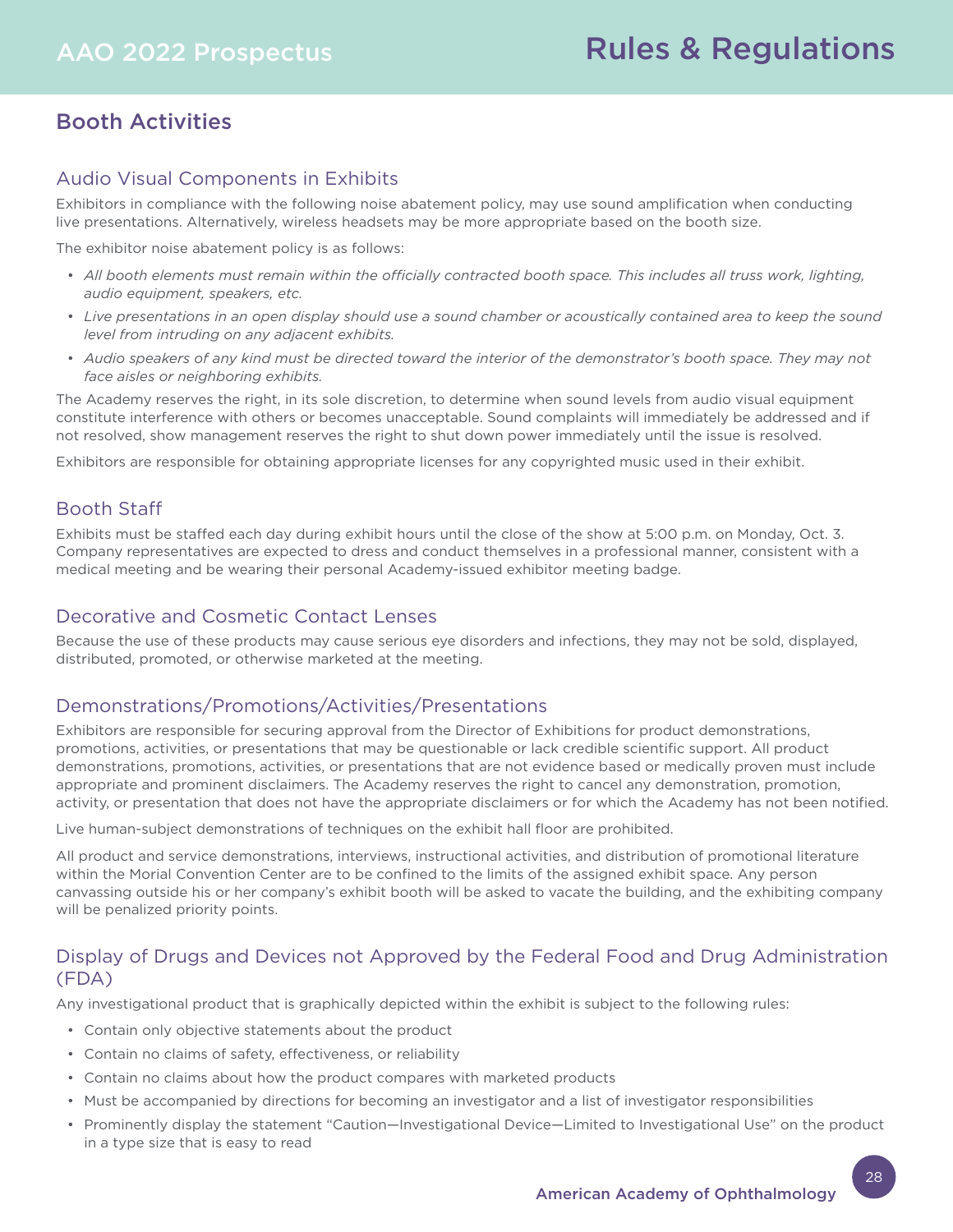# Rules & Regulations

## Booth Activities

### Audio Visual Components in Exhibits

Exhibitors in compliance with the following noise abatement policy, may use sound amplification when conducting live presentations. Alternatively, wireless headsets may be more appropriate based on the booth size.

The exhibitor noise abatement policy is as follows:

- *All booth elements must remain within the officially contracted booth space. This includes all truss work, lighting, audio equipment, speakers, etc.*
- *Live presentations in an open display should use a sound chamber or acoustically contained area to keep the sound level from intruding on any adjacent exhibits.*
- *Audio speakers of any kind must be directed toward the interior of the demonstrator's booth space. They may not face aisles or neighboring exhibits.*

The Academy reserves the right, in its sole discretion, to determine when sound levels from audio visual equipment constitute interference with others or becomes unacceptable. Sound complaints will immediately be addressed and if not resolved, show management reserves the right to shut down power immediately until the issue is resolved.

Exhibitors are responsible for obtaining appropriate licenses for any copyrighted music used in their exhibit.

### Booth Staff

Exhibits must be staffed each day during exhibit hours until the close of the show at 5:00 p.m. on Monday, Oct. 3. Company representatives are expected to dress and conduct themselves in a professional manner, consistent with a medical meeting and be wearing their personal Academy-issued exhibitor meeting badge.

### Decorative and Cosmetic Contact Lenses

Because the use of these products may cause serious eye disorders and infections, they may not be sold, displayed, distributed, promoted, or otherwise marketed at the meeting.

### Demonstrations/Promotions/Activities/Presentations

Exhibitors are responsible for securing approval from the Director of Exhibitions for product demonstrations, promotions, activities, or presentations that may be questionable or lack credible scientific support. All product demonstrations, promotions, activities, or presentations that are not evidence based or medically proven must include appropriate and prominent disclaimers. The Academy reserves the right to cancel any demonstration, promotion, activity, or presentation that does not have the appropriate disclaimers or for which the Academy has not been notified.

Live human-subject demonstrations of techniques on the exhibit hall floor are prohibited.

All product and service demonstrations, interviews, instructional activities, and distribution of promotional literature within the Morial Convention Center are to be confined to the limits of the assigned exhibit space. Any person canvassing outside his or her company's exhibit booth will be asked to vacate the building, and the exhibiting company will be penalized priority points.

### Display of Drugs and Devices not Approved by the Federal Food and Drug Administration (FDA)

Any investigational product that is graphically depicted within the exhibit is subject to the following rules:

- Contain only objective statements about the product
- Contain no claims of safety, effectiveness, or reliability
- Contain no claims about how the product compares with marketed products
- Must be accompanied by directions for becoming an investigator and a list of investigator responsibilities
- Prominently display the statement "Caution—Investigational Device—Limited to Investigational Use" on the product in a type size that is easy to read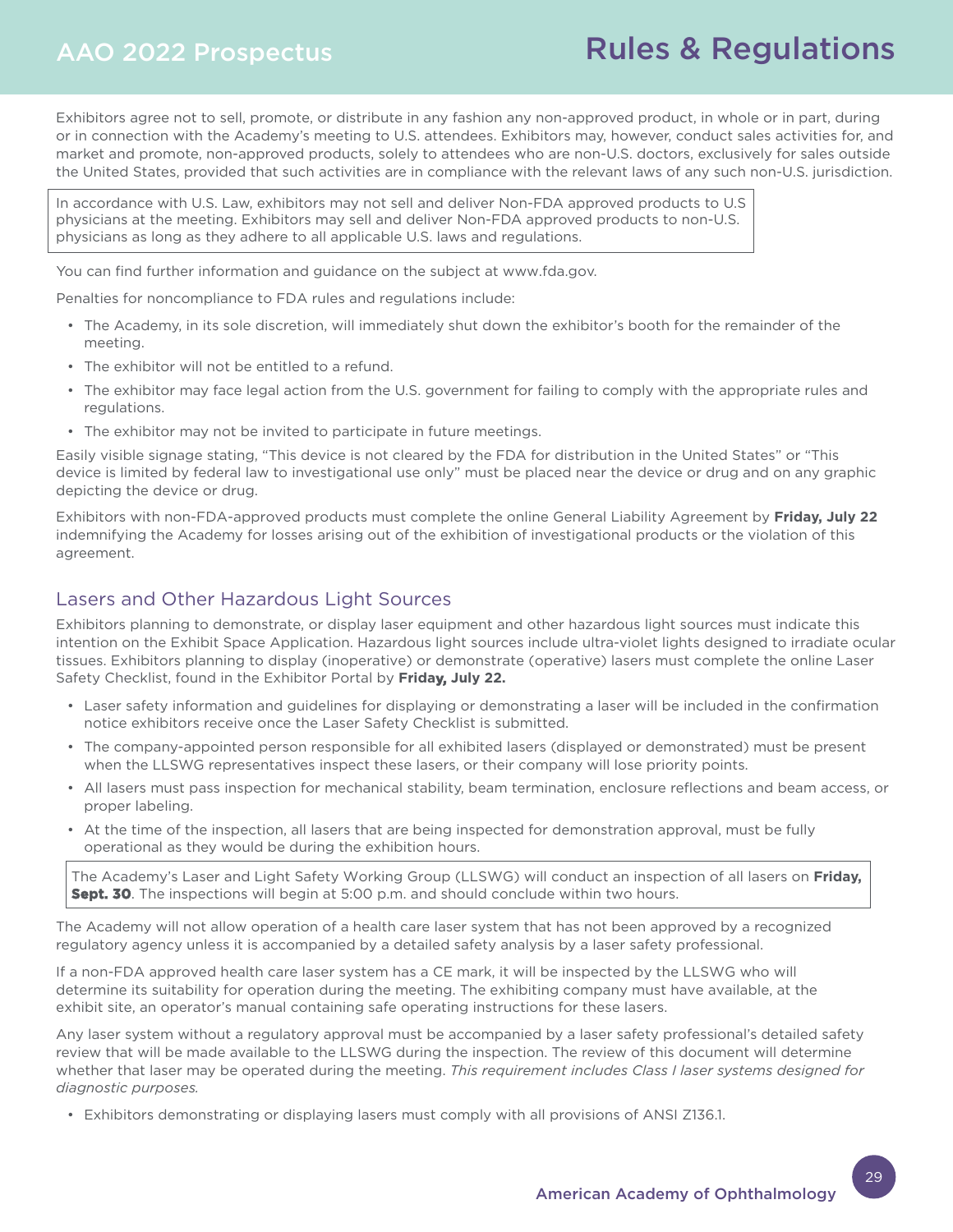Exhibitors agree not to sell, promote, or distribute in any fashion any non-approved product, in whole or in part, during or in connection with the Academy's meeting to U.S. attendees. Exhibitors may, however, conduct sales activities for, and market and promote, non-approved products, solely to attendees who are non-U.S. doctors, exclusively for sales outside the United States, provided that such activities are in compliance with the relevant laws of any such non-U.S. jurisdiction.

> In accordance with U.S. Law, exhibitors may not sell and deliver Non-FDA approved products to U.S physicians at the meeting. Exhibitors may sell and deliver Non-FDA approved products to non-U.S. physicians as long as they adhere to all applicable U.S. laws and regulations.

You can find further information and guidance on the subject at www.fda.gov.

Penalties for noncompliance to FDA rules and regulations include:

- The Academy, in its sole discretion, will immediately shut down the exhibitor's booth for the remainder of the meeting.
- The exhibitor will not be entitled to a refund.
- The exhibitor may face legal action from the U.S. government for failing to comply with the appropriate rules and regulations.
- The exhibitor may not be invited to participate in future meetings.

Easily visible signage stating, "This device is not cleared by the FDA for distribution in the United States" or "This device is limited by federal law to investigational use only" must be placed near the device or drug and on any graphic depicting the device or drug.

Exhibitors with non-FDA-approved products must complete the online General Liability Agreement by **Friday, July 22** indemnifying the Academy for losses arising out of the exhibition of investigational products or the violation of this agreement.

## Lasers and Other Hazardous Light Sources

Exhibitors planning to demonstrate, or display laser equipment and other hazardous light sources must indicate this intention on the Exhibit Space Application. Hazardous light sources include ultra-violet lights designed to irradiate ocular tissues. Exhibitors planning to display (inoperative) or demonstrate (operative) lasers must complete the online Laser Safety Checklist, found in the Exhibitor Portal by **Friday, July 22.**

- Laser safety information and guidelines for displaying or demonstrating a laser will be included in the confirmation notice exhibitors receive once the Laser Safety Checklist is submitted.
- The company-appointed person responsible for all exhibited lasers (displayed or demonstrated) must be present when the LLSWG representatives inspect these lasers, or their company will lose priority points.
- All lasers must pass inspection for mechanical stability, beam termination, enclosure reflections and beam access, or proper labeling.
- At the time of the inspection, all lasers that are being inspected for demonstration approval, must be fully operational as they would be during the exhibition hours.

> The Academy's Laser and Light Safety Working Group (LLSWG) will conduct an inspection of all lasers on **Friday, Sept. 30**. The inspections will begin at 5:00 p.m. and should conclude within two hours.

The Academy will not allow operation of a health care laser system that has not been approved by a recognized regulatory agency unless it is accompanied by a detailed safety analysis by a laser safety professional.

If a non-FDA approved health care laser system has a CE mark, it will be inspected by the LLSWG who will determine its suitability for operation during the meeting. The exhibiting company must have available, at the exhibit site, an operator's manual containing safe operating instructions for these lasers.

Any laser system without a regulatory approval must be accompanied by a laser safety professional's detailed safety review that will be made available to the LLSWG during the inspection. The review of this document will determine whether that laser may be operated during the meeting. *This requirement includes Class I laser systems designed for diagnostic purposes.*

- Exhibitors demonstrating or displaying lasers must comply with all provisions of ANSI Z136.1.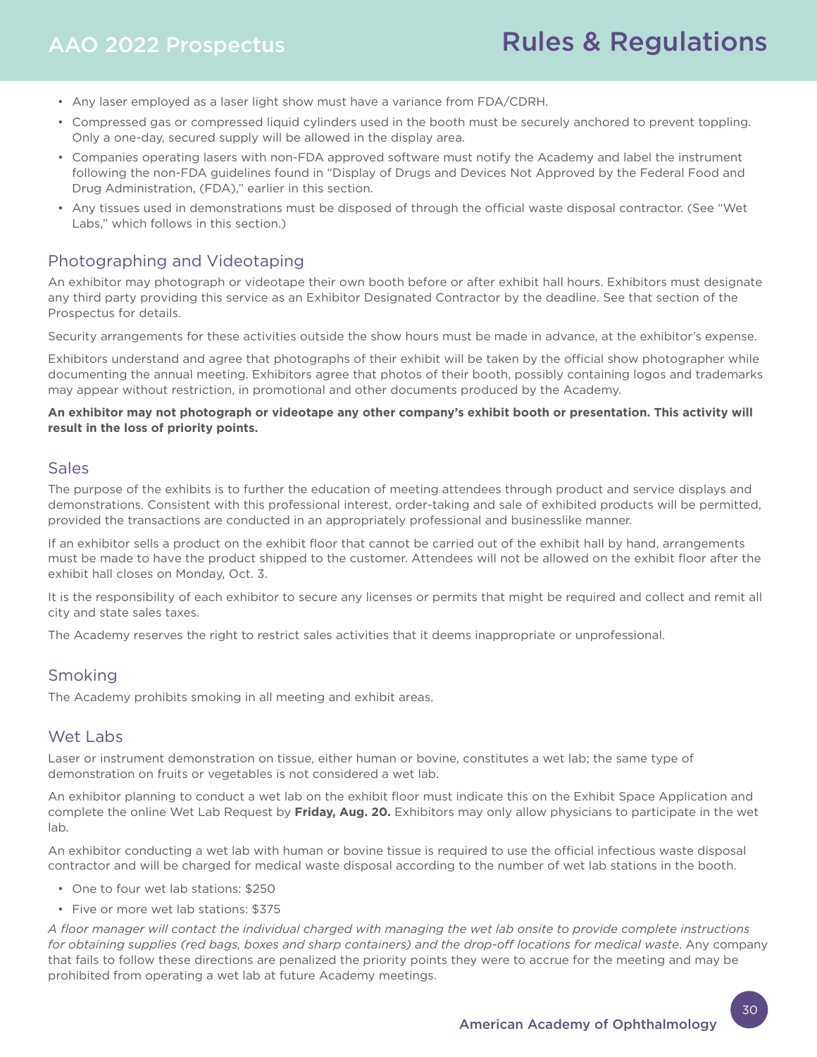- Any laser employed as a laser light show must have a variance from FDA/CDRH.
- Compressed gas or compressed liquid cylinders used in the booth must be securely anchored to prevent toppling. Only a one-day, secured supply will be allowed in the display area.
- Companies operating lasers with non-FDA approved software must notify the Academy and label the instrument following the non-FDA guidelines found in "Display of Drugs and Devices Not Approved by the Federal Food and Drug Administration, (FDA)," earlier in this section.
- Any tissues used in demonstrations must be disposed of through the official waste disposal contractor. (See "Wet Labs," which follows in this section.)

## Photographing and Videotaping

An exhibitor may photograph or videotape their own booth before or after exhibit hall hours. Exhibitors must designate any third party providing this service as an Exhibitor Designated Contractor by the deadline. See that section of the Prospectus for details.

Security arrangements for these activities outside the show hours must be made in advance, at the exhibitor's expense.

Exhibitors understand and agree that photographs of their exhibit will be taken by the official show photographer while documenting the annual meeting. Exhibitors agree that photos of their booth, possibly containing logos and trademarks may appear without restriction, in promotional and other documents produced by the Academy.

**An exhibitor may not photograph or videotape any other company's exhibit booth or presentation. This activity will result in the loss of priority points.**

## Sales

The purpose of the exhibits is to further the education of meeting attendees through product and service displays and demonstrations. Consistent with this professional interest, order-taking and sale of exhibited products will be permitted, provided the transactions are conducted in an appropriately professional and businesslike manner.

If an exhibitor sells a product on the exhibit floor that cannot be carried out of the exhibit hall by hand, arrangements must be made to have the product shipped to the customer. Attendees will not be allowed on the exhibit floor after the exhibit hall closes on Monday, Oct. 3.

It is the responsibility of each exhibitor to secure any licenses or permits that might be required and collect and remit all city and state sales taxes.

The Academy reserves the right to restrict sales activities that it deems inappropriate or unprofessional.

## Smoking

The Academy prohibits smoking in all meeting and exhibit areas.

## Wet Labs

Laser or instrument demonstration on tissue, either human or bovine, constitutes a wet lab; the same type of demonstration on fruits or vegetables is not considered a wet lab.

An exhibitor planning to conduct a wet lab on the exhibit floor must indicate this on the Exhibit Space Application and complete the online Wet Lab Request by **Friday, Aug. 20.** Exhibitors may only allow physicians to participate in the wet lab.

An exhibitor conducting a wet lab with human or bovine tissue is required to use the official infectious waste disposal contractor and will be charged for medical waste disposal according to the number of wet lab stations in the booth.

- One to four wet lab stations: $250
- Five or more wet lab stations: $375

*A floor manager will contact the individual charged with managing the wet lab onsite to provide complete instructions for obtaining supplies (red bags, boxes and sharp containers) and the drop-off locations for medical waste.* Any company that fails to follow these directions are penalized the priority points they were to accrue for the meeting and may be prohibited from operating a wet lab at future Academy meetings.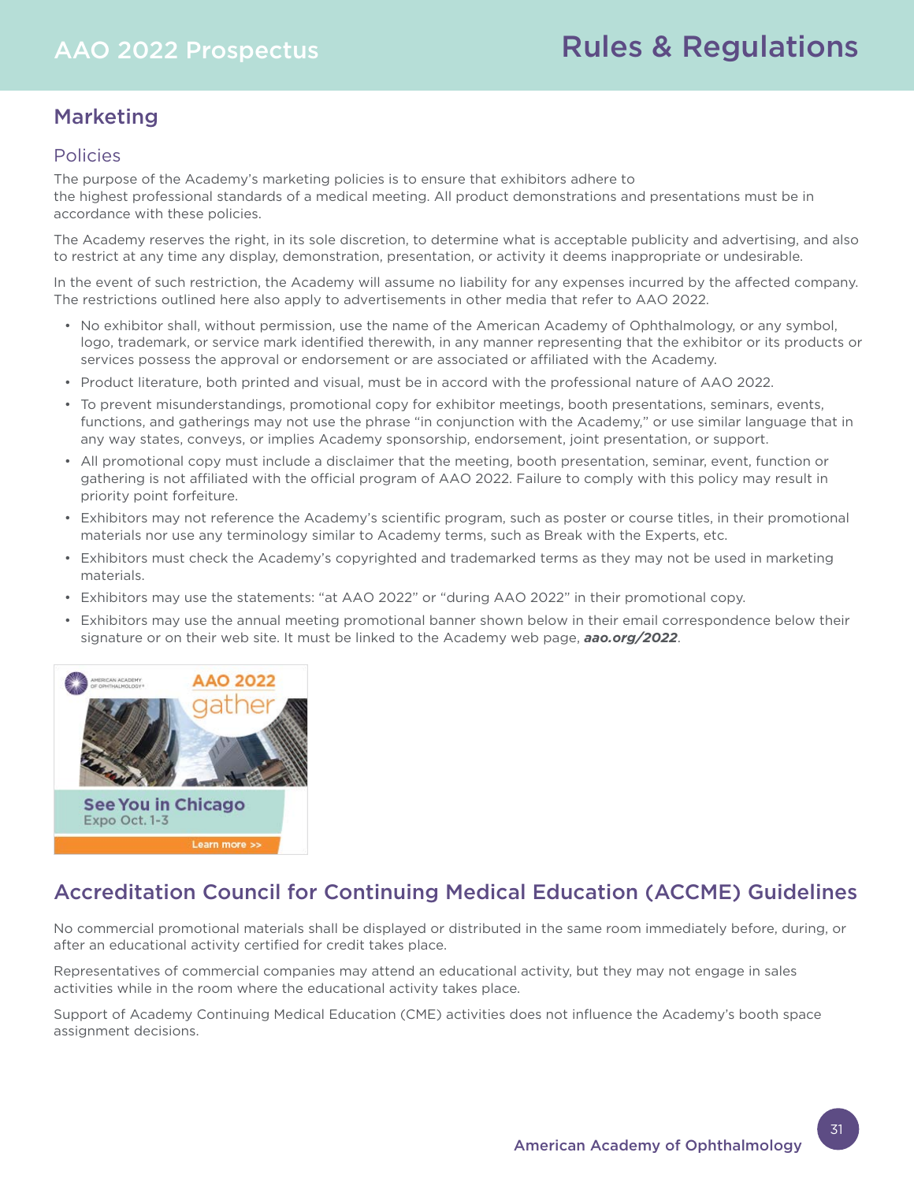## Marketing

### Policies

The purpose of the Academy's marketing policies is to ensure that exhibitors adhere to the highest professional standards of a medical meeting. All product demonstrations and presentations must be in accordance with these policies.

The Academy reserves the right, in its sole discretion, to determine what is acceptable publicity and advertising, and also to restrict at any time any display, demonstration, presentation, or activity it deems inappropriate or undesirable.

In the event of such restriction, the Academy will assume no liability for any expenses incurred by the affected company. The restrictions outlined here also apply to advertisements in other media that refer to AAO 2022.

- No exhibitor shall, without permission, use the name of the American Academy of Ophthalmology, or any symbol, logo, trademark, or service mark identified therewith, in any manner representing that the exhibitor or its products or services possess the approval or endorsement or are associated or affiliated with the Academy.
- Product literature, both printed and visual, must be in accord with the professional nature of AAO 2022.
- To prevent misunderstandings, promotional copy for exhibitor meetings, booth presentations, seminars, events, functions, and gatherings may not use the phrase "in conjunction with the Academy," or use similar language that in any way states, conveys, or implies Academy sponsorship, endorsement, joint presentation, or support.
- All promotional copy must include a disclaimer that the meeting, booth presentation, seminar, event, function or gathering is not affiliated with the official program of AAO 2022. Failure to comply with this policy may result in priority point forfeiture.
- Exhibitors may not reference the Academy's scientific program, such as poster or course titles, in their promotional materials nor use any terminology similar to Academy terms, such as Break with the Experts, etc.
- Exhibitors must check the Academy's copyrighted and trademarked terms as they may not be used in marketing materials.
- Exhibitors may use the statements: "at AAO 2022" or "during AAO 2022" in their promotional copy.
- Exhibitors may use the annual meeting promotional banner shown below in their email correspondence below their signature or on their web site. It must be linked to the Academy web page, ***aao.org/2022***.

## Accreditation Council for Continuing Medical Education (ACCME) Guidelines

No commercial promotional materials shall be displayed or distributed in the same room immediately before, during, or after an educational activity certified for credit takes place.

Representatives of commercial companies may attend an educational activity, but they may not engage in sales activities while in the room where the educational activity takes place.

Support of Academy Continuing Medical Education (CME) activities does not influence the Academy's booth space assignment decisions.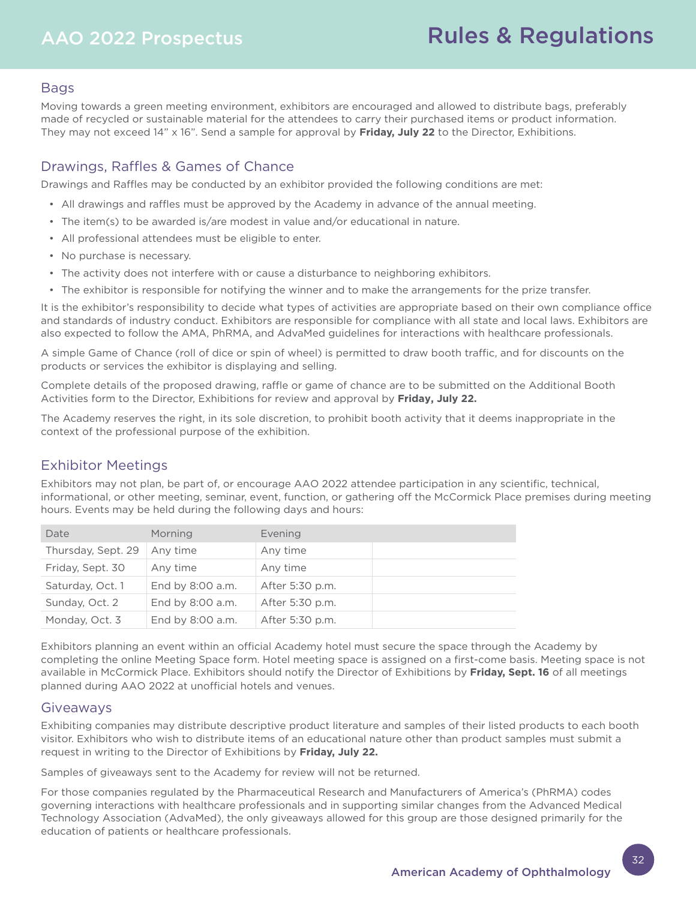## Bags

Moving towards a green meeting environment, exhibitors are encouraged and allowed to distribute bags, preferably made of recycled or sustainable material for the attendees to carry their purchased items or product information. They may not exceed 14" x 16". Send a sample for approval by **Friday, July 22** to the Director, Exhibitions.

## Drawings, Raffles & Games of Chance

Drawings and Raffles may be conducted by an exhibitor provided the following conditions are met:

- All drawings and raffles must be approved by the Academy in advance of the annual meeting.
- The item(s) to be awarded is/are modest in value and/or educational in nature.
- All professional attendees must be eligible to enter.
- No purchase is necessary.
- The activity does not interfere with or cause a disturbance to neighboring exhibitors.
- The exhibitor is responsible for notifying the winner and to make the arrangements for the prize transfer.

It is the exhibitor's responsibility to decide what types of activities are appropriate based on their own compliance office and standards of industry conduct. Exhibitors are responsible for compliance with all state and local laws. Exhibitors are also expected to follow the AMA, PhRMA, and AdvaMed guidelines for interactions with healthcare professionals.

A simple Game of Chance (roll of dice or spin of wheel) is permitted to draw booth traffic, and for discounts on the products or services the exhibitor is displaying and selling.

Complete details of the proposed drawing, raffle or game of chance are to be submitted on the Additional Booth Activities form to the Director, Exhibitions for review and approval by **Friday, July 22.**

The Academy reserves the right, in its sole discretion, to prohibit booth activity that it deems inappropriate in the context of the professional purpose of the exhibition.

## Exhibitor Meetings

Exhibitors may not plan, be part of, or encourage AAO 2022 attendee participation in any scientific, technical, informational, or other meeting, seminar, event, function, or gathering off the McCormick Place premises during meeting hours. Events may be held during the following days and hours:

| Date | Morning | Evening | |
|---|---|---|---|
| Thursday, Sept. 29 | Any time | Any time | |
| Friday, Sept. 30 | Any time | Any time | |
| Saturday, Oct. 1 | End by 8:00 a.m. | After 5:30 p.m. | |
| Sunday, Oct. 2 | End by 8:00 a.m. | After 5:30 p.m. | |
| Monday, Oct. 3 | End by 8:00 a.m. | After 5:30 p.m. | |

Exhibitors planning an event within an official Academy hotel must secure the space through the Academy by completing the online Meeting Space form. Hotel meeting space is assigned on a first-come basis. Meeting space is not available in McCormick Place. Exhibitors should notify the Director of Exhibitions by **Friday, Sept. 16** of all meetings planned during AAO 2022 at unofficial hotels and venues.

## Giveaways

Exhibiting companies may distribute descriptive product literature and samples of their listed products to each booth visitor. Exhibitors who wish to distribute items of an educational nature other than product samples must submit a request in writing to the Director of Exhibitions by **Friday, July 22.**

Samples of giveaways sent to the Academy for review will not be returned.

For those companies regulated by the Pharmaceutical Research and Manufacturers of America's (PhRMA) codes governing interactions with healthcare professionals and in supporting similar changes from the Advanced Medical Technology Association (AdvaMed), the only giveaways allowed for this group are those designed primarily for the education of patients or healthcare professionals.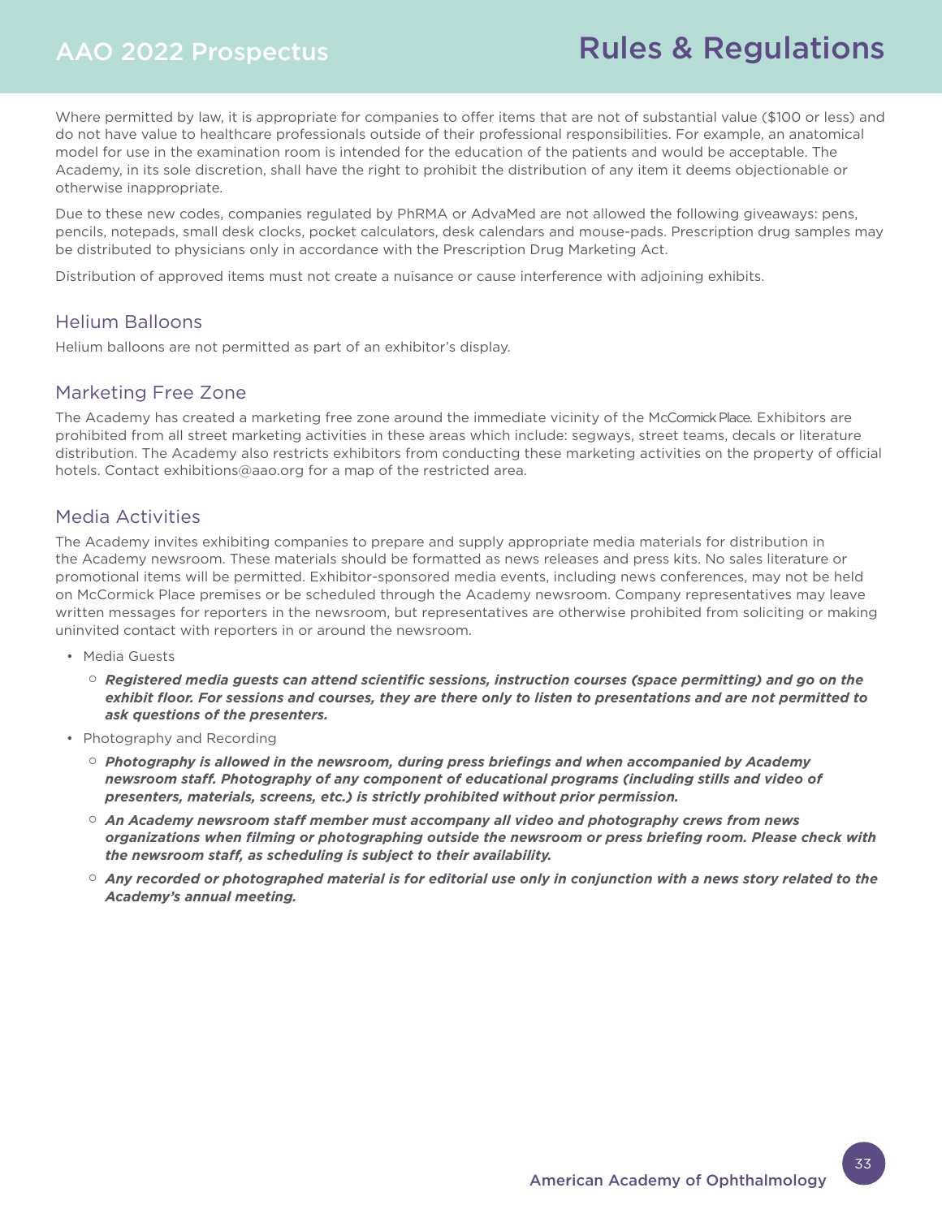Where permitted by law, it is appropriate for companies to offer items that are not of substantial value ($100 or less) and do not have value to healthcare professionals outside of their professional responsibilities. For example, an anatomical model for use in the examination room is intended for the education of the patients and would be acceptable. The Academy, in its sole discretion, shall have the right to prohibit the distribution of any item it deems objectionable or otherwise inappropriate.

Due to these new codes, companies regulated by PhRMA or AdvaMed are not allowed the following giveaways: pens, pencils, notepads, small desk clocks, pocket calculators, desk calendars and mouse-pads. Prescription drug samples may be distributed to physicians only in accordance with the Prescription Drug Marketing Act.

Distribution of approved items must not create a nuisance or cause interference with adjoining exhibits.

## Helium Balloons

Helium balloons are not permitted as part of an exhibitor's display.

## Marketing Free Zone

The Academy has created a marketing free zone around the immediate vicinity of the McCormick Place. Exhibitors are prohibited from all street marketing activities in these areas which include: segways, street teams, decals or literature distribution. The Academy also restricts exhibitors from conducting these marketing activities on the property of official hotels. Contact exhibitions@aao.org for a map of the restricted area.

## Media Activities

The Academy invites exhibiting companies to prepare and supply appropriate media materials for distribution in the Academy newsroom. These materials should be formatted as news releases and press kits. No sales literature or promotional items will be permitted. Exhibitor-sponsored media events, including news conferences, may not be held on McCormick Place premises or be scheduled through the Academy newsroom. Company representatives may leave written messages for reporters in the newsroom, but representatives are otherwise prohibited from soliciting or making uninvited contact with reporters in or around the newsroom.

- Media Guests
  - ***Registered media guests can attend scientific sessions, instruction courses (space permitting) and go on the exhibit floor. For sessions and courses, they are there only to listen to presentations and are not permitted to ask questions of the presenters.***
- Photography and Recording
  - ***Photography is allowed in the newsroom, during press briefings and when accompanied by Academy newsroom staff. Photography of any component of educational programs (including stills and video of presenters, materials, screens, etc.) is strictly prohibited without prior permission.***
  - ***An Academy newsroom staff member must accompany all video and photography crews from news organizations when filming or photographing outside the newsroom or press briefing room. Please check with the newsroom staff, as scheduling is subject to their availability.***
  - ***Any recorded or photographed material is for editorial use only in conjunction with a news story related to the Academy's annual meeting.***